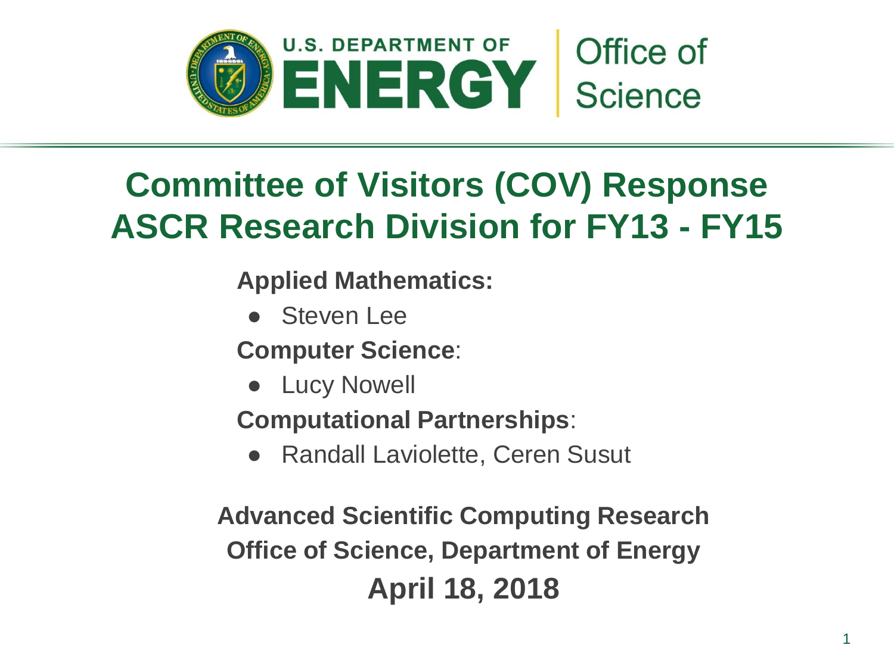U.S. DEPARTMENT OF **ENERGY** | Office of Science

# Committee of Visitors (COV) Response ASCR Research Division for FY13 - FY15

**Applied Mathematics:**

- Steven Lee

**Computer Science**:

- Lucy Nowell

**Computational Partnerships**:

- Randall Laviolette, Ceren Susut

**Advanced Scientific Computing Research**

**Office of Science, Department of Energy**

**April 18, 2018**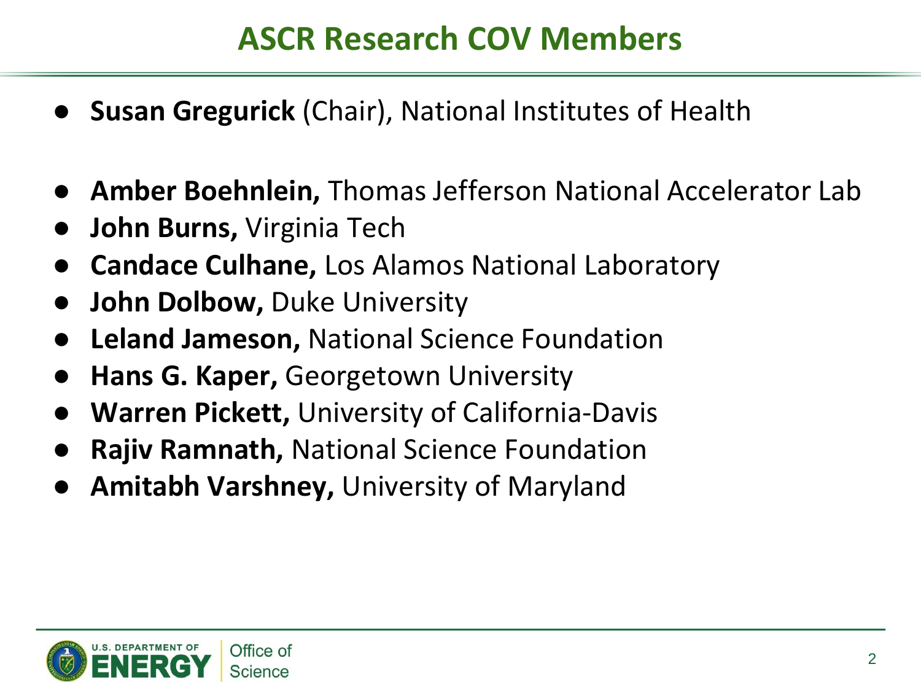# ASCR Research COV Members

- **Susan Gregurick** (Chair), National Institutes of Health

- **Amber Boehnlein,** Thomas Jefferson National Accelerator Lab
- **John Burns,** Virginia Tech
- **Candace Culhane,** Los Alamos National Laboratory
- **John Dolbow,** Duke University
- **Leland Jameson,** National Science Foundation
- **Hans G. Kaper,** Georgetown University
- **Warren Pickett,** University of California-Davis
- **Rajiv Ramnath,** National Science Foundation
- **Amitabh Varshney,** University of Maryland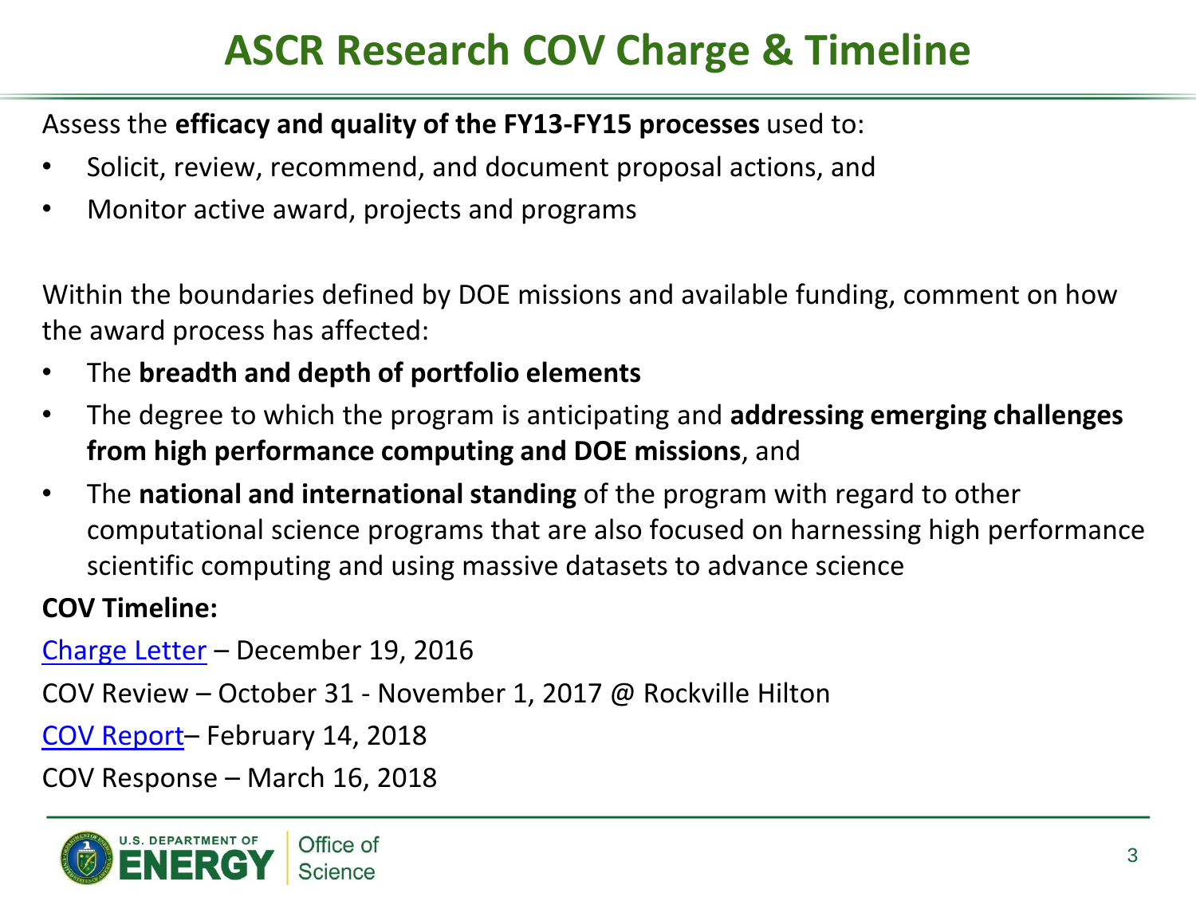# ASCR Research COV Charge & Timeline

Assess the **efficacy and quality of the FY13-FY15 processes** used to:

- Solicit, review, recommend, and document proposal actions, and
- Monitor active award, projects and programs

Within the boundaries defined by DOE missions and available funding, comment on how the award process has affected:

- The **breadth and depth of portfolio elements**
- The degree to which the program is anticipating and **addressing emerging challenges from high performance computing and DOE missions**, and
- The **national and international standing** of the program with regard to other computational science programs that are also focused on harnessing high performance scientific computing and using massive datasets to advance science

**COV Timeline:**

Charge Letter – December 19, 2016

COV Review – October 31 - November 1, 2017 @ Rockville Hilton

COV Report– February 14, 2018

COV Response – March 16, 2018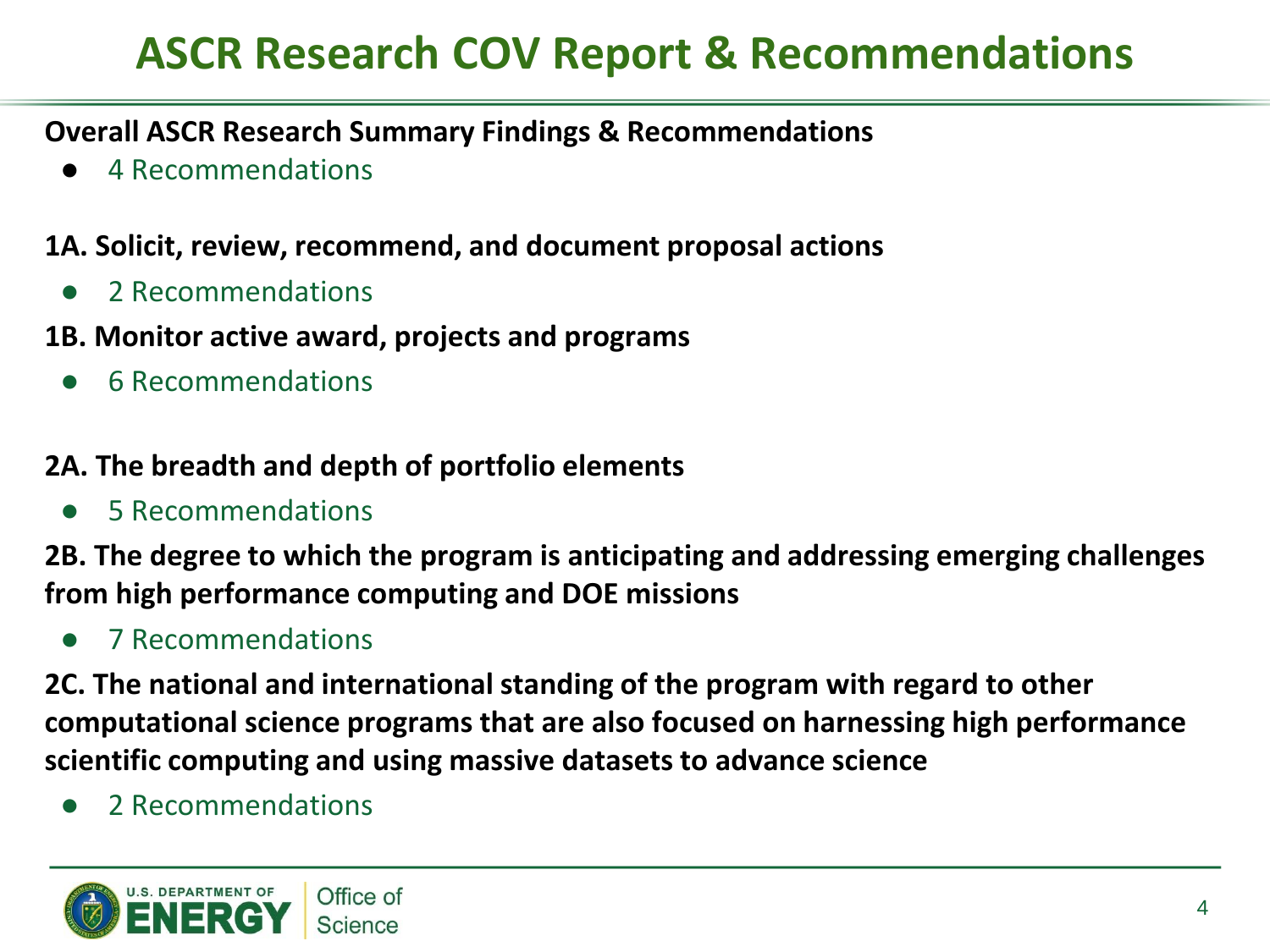# ASCR Research COV Report & Recommendations

**Overall ASCR Research Summary Findings & Recommendations**

- 4 Recommendations

**1A. Solicit, review, recommend, and document proposal actions**

- 2 Recommendations

**1B. Monitor active award, projects and programs**

- 6 Recommendations

**2A. The breadth and depth of portfolio elements**

- 5 Recommendations

**2B. The degree to which the program is anticipating and addressing emerging challenges from high performance computing and DOE missions**

- 7 Recommendations

**2C. The national and international standing of the program with regard to other computational science programs that are also focused on harnessing high performance scientific computing and using massive datasets to advance science**

- 2 Recommendations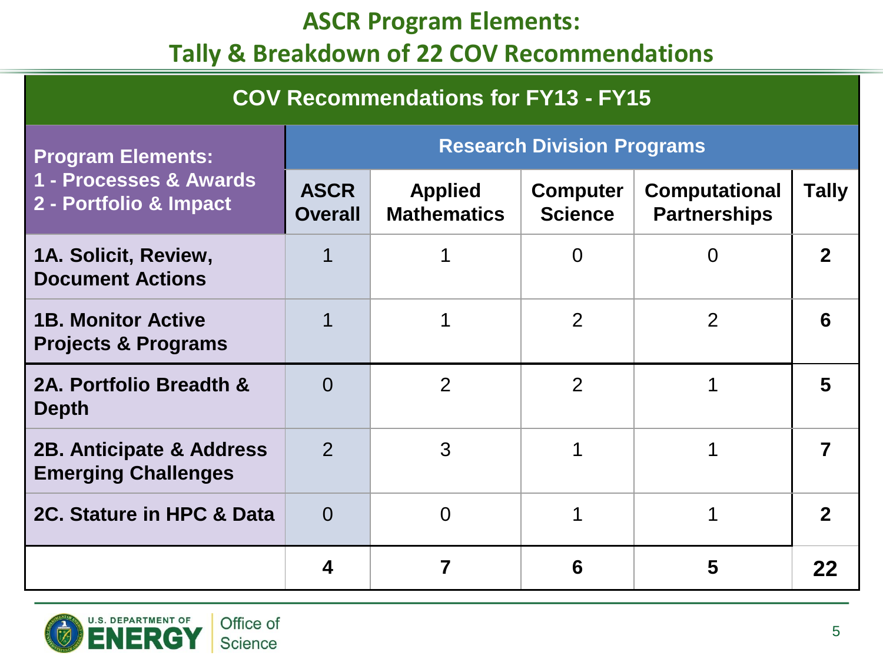# ASCR Program Elements: Tally & Breakdown of 22 COV Recommendations

| COV Recommendations for FY13 - FY15 | | | | | |
|---|---|---|---|---|---|
| **Program Elements:** | **Research Division Programs** | | | | |
| **1 - Processes & Awards**<br>**2 - Portfolio & Impact** | **ASCR Overall** | **Applied Mathematics** | **Computer Science** | **Computational Partnerships** | **Tally** |
| **1A. Solicit, Review, Document Actions** | 1 | 1 | 0 | 0 | **2** |
| **1B. Monitor Active Projects & Programs** | 1 | 1 | 2 | 2 | **6** |
| **2A. Portfolio Breadth & Depth** | 0 | 2 | 2 | 1 | **5** |
| **2B. Anticipate & Address Emerging Challenges** | 2 | 3 | 1 | 1 | **7** |
| **2C. Stature in HPC & Data** | 0 | 0 | 1 | 1 | **2** |
| | **4** | **7** | **6** | **5** | **22** |

U.S. DEPARTMENT OF ENERGY | Office of Science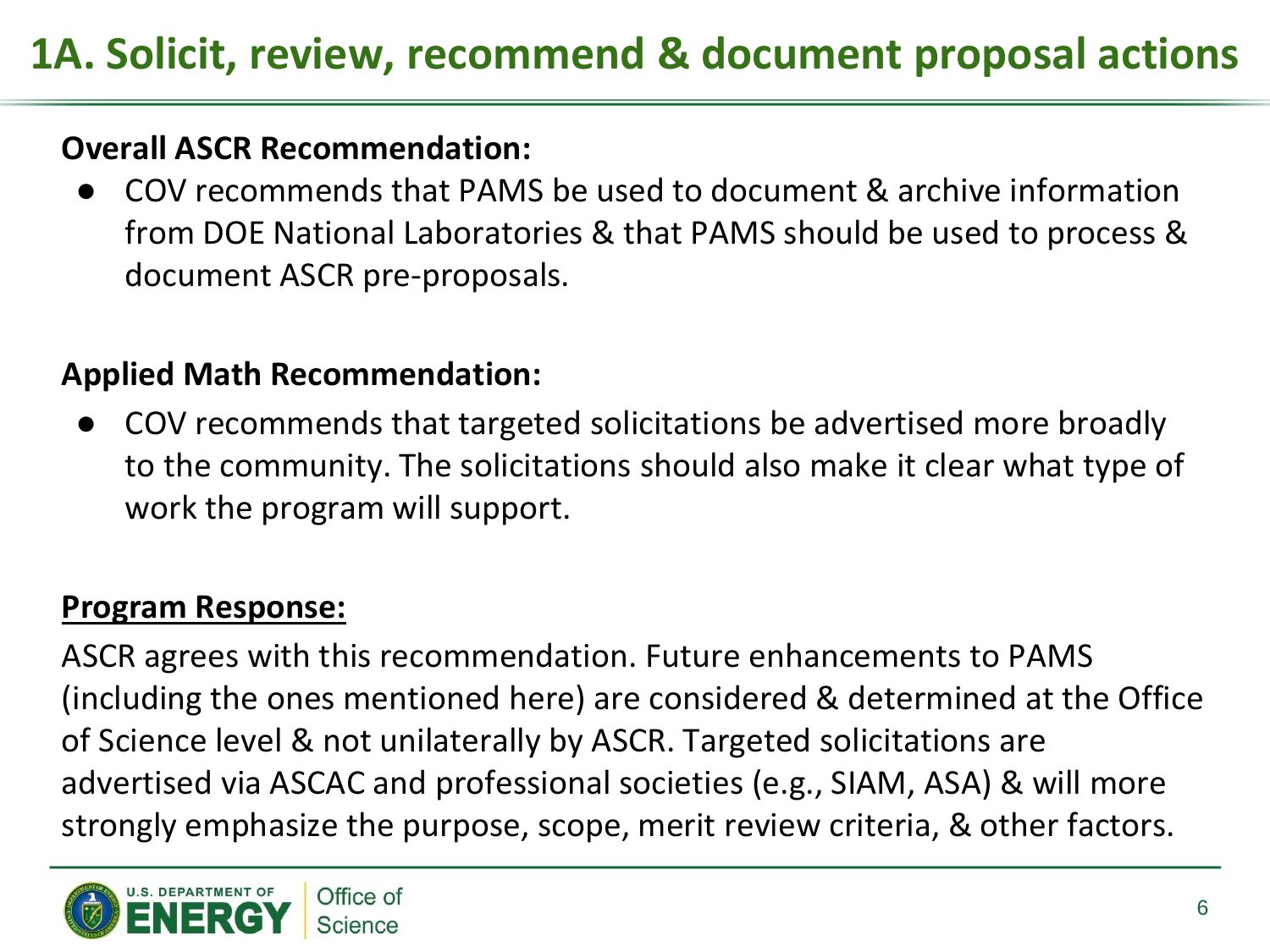# 1A. Solicit, review, recommend & document proposal actions

**Overall ASCR Recommendation:**

- COV recommends that PAMS be used to document & archive information from DOE National Laboratories & that PAMS should be used to process & document ASCR pre-proposals.

**Applied Math Recommendation:**

- COV recommends that targeted solicitations be advertised more broadly to the community. The solicitations should also make it clear what type of work the program will support.

**Program Response:**

ASCR agrees with this recommendation. Future enhancements to PAMS (including the ones mentioned here) are considered & determined at the Office of Science level & not unilaterally by ASCR. Targeted solicitations are advertised via ASCAC and professional societies (e.g., SIAM, ASA) & will more strongly emphasize the purpose, scope, merit review criteria, & other factors.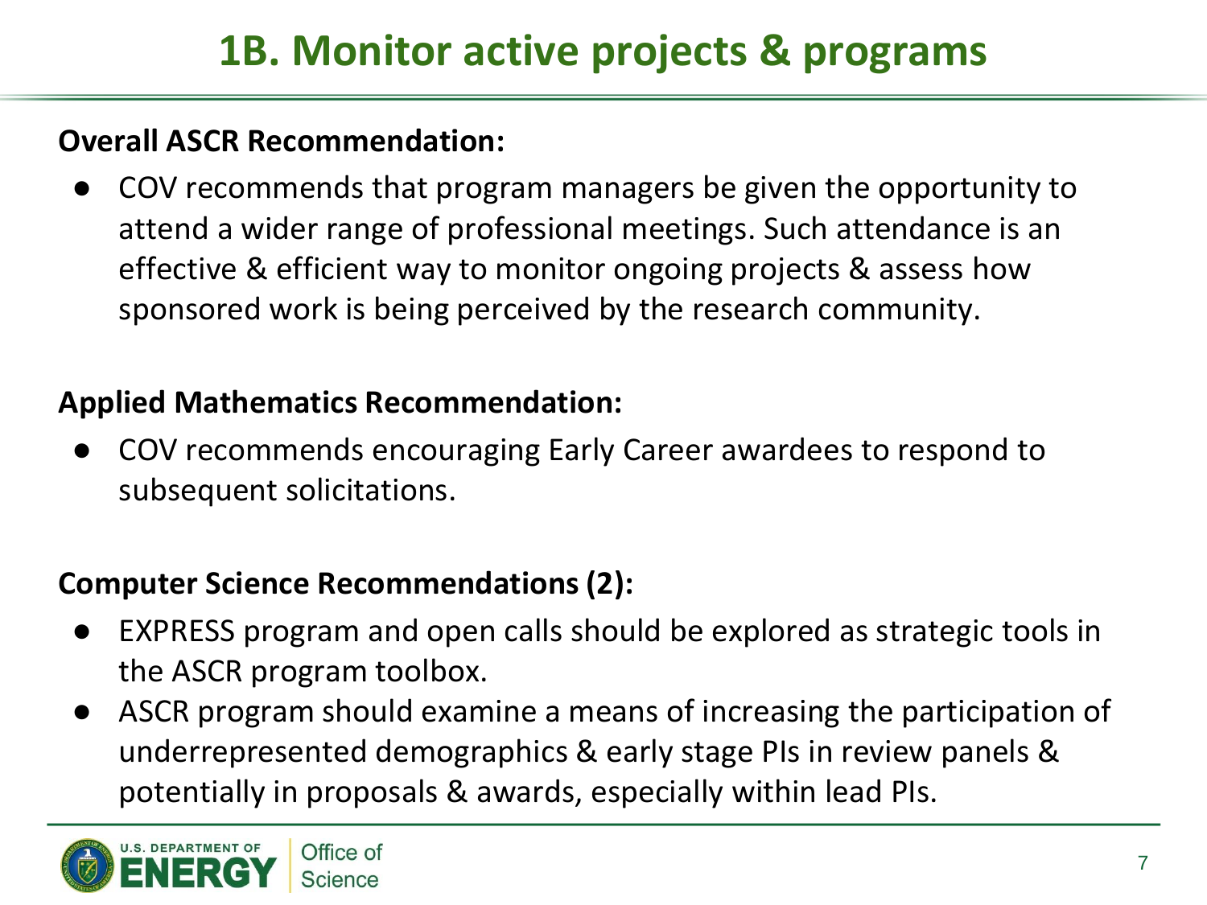# 1B. Monitor active projects & programs

**Overall ASCR Recommendation:**

- COV recommends that program managers be given the opportunity to attend a wider range of professional meetings. Such attendance is an effective & efficient way to monitor ongoing projects & assess how sponsored work is being perceived by the research community.

**Applied Mathematics Recommendation:**

- COV recommends encouraging Early Career awardees to respond to subsequent solicitations.

**Computer Science Recommendations (2):**

- EXPRESS program and open calls should be explored as strategic tools in the ASCR program toolbox.
- ASCR program should examine a means of increasing the participation of underrepresented demographics & early stage PIs in review panels & potentially in proposals & awards, especially within lead PIs.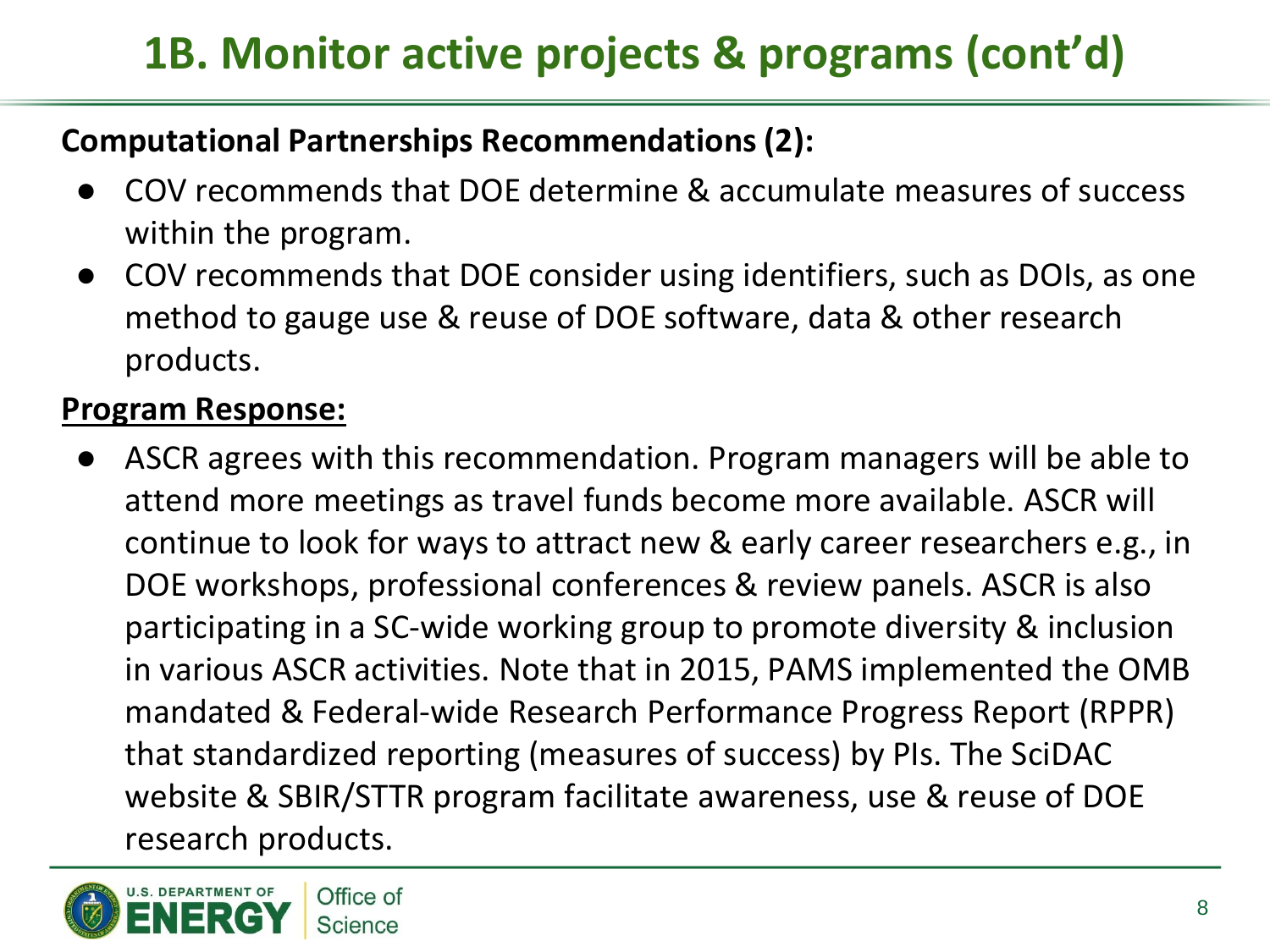# 1B. Monitor active projects & programs (cont'd)

**Computational Partnerships Recommendations (2):**

- COV recommends that DOE determine & accumulate measures of success within the program.
- COV recommends that DOE consider using identifiers, such as DOIs, as one method to gauge use & reuse of DOE software, data & other research products.

**Program Response:**

- ASCR agrees with this recommendation. Program managers will be able to attend more meetings as travel funds become more available. ASCR will continue to look for ways to attract new & early career researchers e.g., in DOE workshops, professional conferences & review panels. ASCR is also participating in a SC-wide working group to promote diversity & inclusion in various ASCR activities. Note that in 2015, PAMS implemented the OMB mandated & Federal-wide Research Performance Progress Report (RPPR) that standardized reporting (measures of success) by PIs. The SciDAC website & SBIR/STTR program facilitate awareness, use & reuse of DOE research products.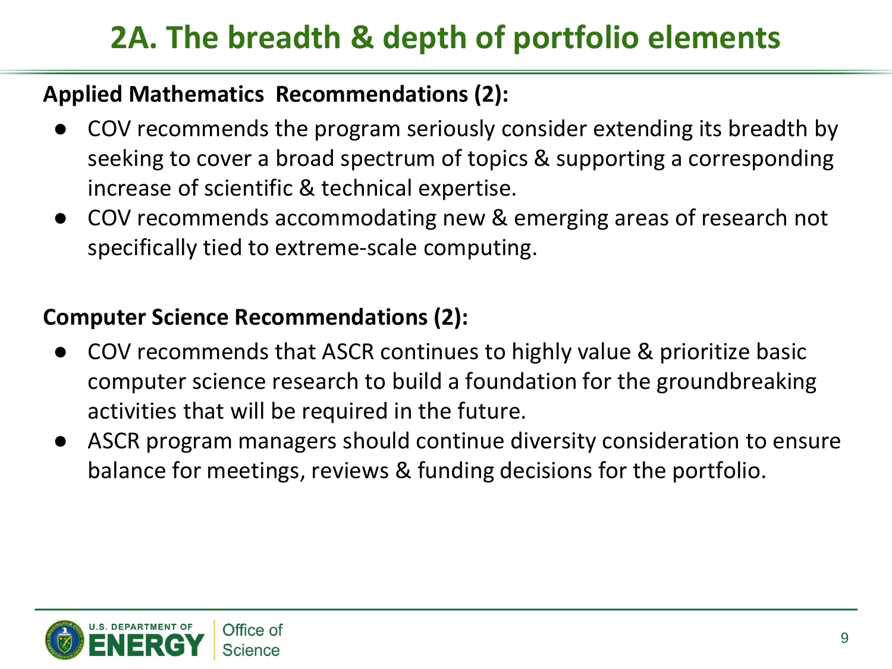# 2A. The breadth & depth of portfolio elements

**Applied Mathematics Recommendations (2):**

- COV recommends the program seriously consider extending its breadth by seeking to cover a broad spectrum of topics & supporting a corresponding increase of scientific & technical expertise.
- COV recommends accommodating new & emerging areas of research not specifically tied to extreme-scale computing.

**Computer Science Recommendations (2):**

- COV recommends that ASCR continues to highly value & prioritize basic computer science research to build a foundation for the groundbreaking activities that will be required in the future.
- ASCR program managers should continue diversity consideration to ensure balance for meetings, reviews & funding decisions for the portfolio.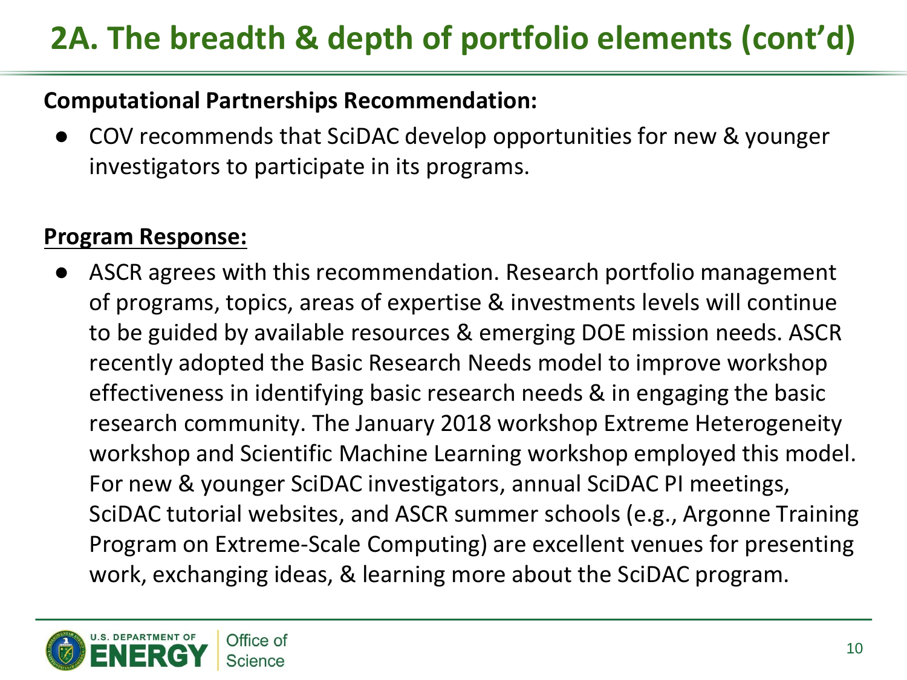# 2A. The breadth & depth of portfolio elements (cont'd)

**Computational Partnerships Recommendation:**

- COV recommends that SciDAC develop opportunities for new & younger investigators to participate in its programs.

**Program Response:**

- ASCR agrees with this recommendation. Research portfolio management of programs, topics, areas of expertise & investments levels will continue to be guided by available resources & emerging DOE mission needs. ASCR recently adopted the Basic Research Needs model to improve workshop effectiveness in identifying basic research needs & in engaging the basic research community. The January 2018 workshop Extreme Heterogeneity workshop and Scientific Machine Learning workshop employed this model. For new & younger SciDAC investigators, annual SciDAC PI meetings, SciDAC tutorial websites, and ASCR summer schools (e.g., Argonne Training Program on Extreme-Scale Computing) are excellent venues for presenting work, exchanging ideas, & learning more about the SciDAC program.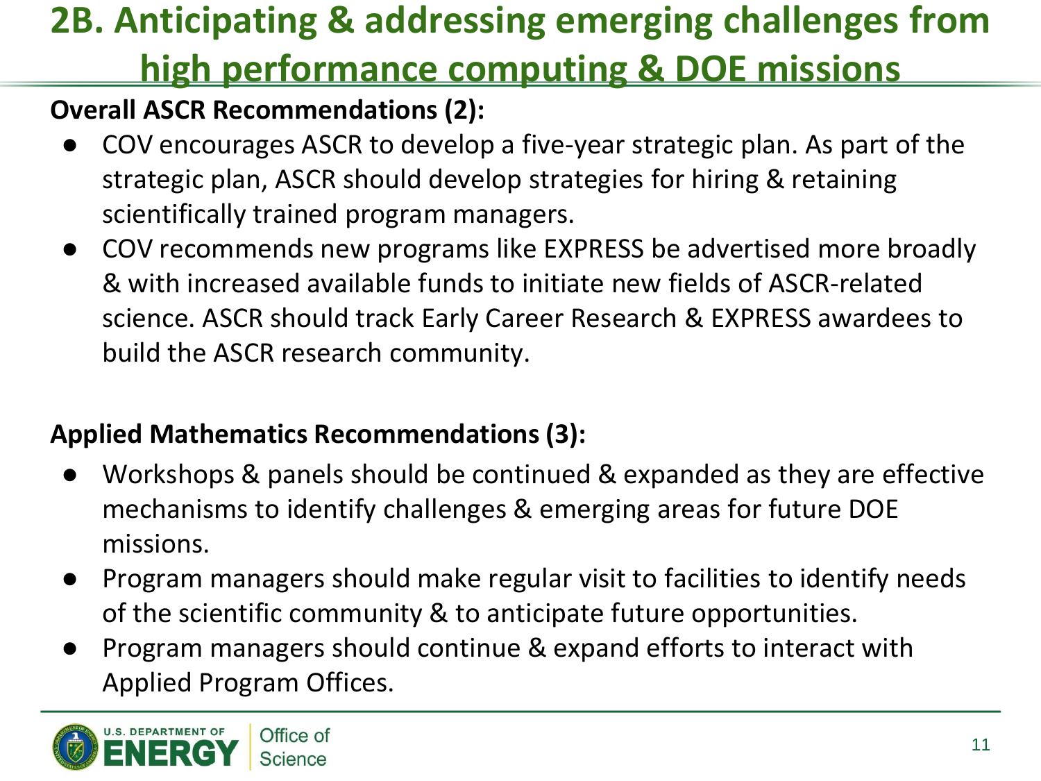# 2B. Anticipating & addressing emerging challenges from high performance computing & DOE missions

**Overall ASCR Recommendations (2):**

- COV encourages ASCR to develop a five-year strategic plan. As part of the strategic plan, ASCR should develop strategies for hiring & retaining scientifically trained program managers.
- COV recommends new programs like EXPRESS be advertised more broadly & with increased available funds to initiate new fields of ASCR-related science. ASCR should track Early Career Research & EXPRESS awardees to build the ASCR research community.

**Applied Mathematics Recommendations (3):**

- Workshops & panels should be continued & expanded as they are effective mechanisms to identify challenges & emerging areas for future DOE missions.
- Program managers should make regular visit to facilities to identify needs of the scientific community & to anticipate future opportunities.
- Program managers should continue & expand efforts to interact with Applied Program Offices.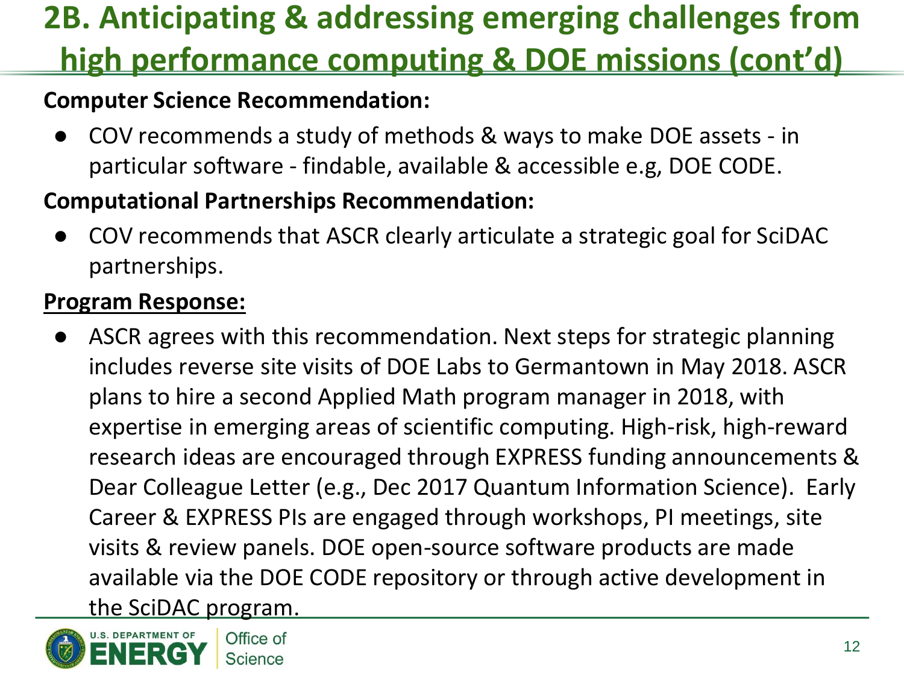# 2B. Anticipating & addressing emerging challenges from high performance computing & DOE missions (cont'd)

**Computer Science Recommendation:**

- COV recommends a study of methods & ways to make DOE assets - in particular software - findable, available & accessible e.g, DOE CODE.

**Computational Partnerships Recommendation:**

- COV recommends that ASCR clearly articulate a strategic goal for SciDAC partnerships.

**Program Response:**

- ASCR agrees with this recommendation. Next steps for strategic planning includes reverse site visits of DOE Labs to Germantown in May 2018. ASCR plans to hire a second Applied Math program manager in 2018, with expertise in emerging areas of scientific computing. High-risk, high-reward research ideas are encouraged through EXPRESS funding announcements & Dear Colleague Letter (e.g., Dec 2017 Quantum Information Science). Early Career & EXPRESS PIs are engaged through workshops, PI meetings, site visits & review panels. DOE open-source software products are made available via the DOE CODE repository or through active development in the SciDAC program.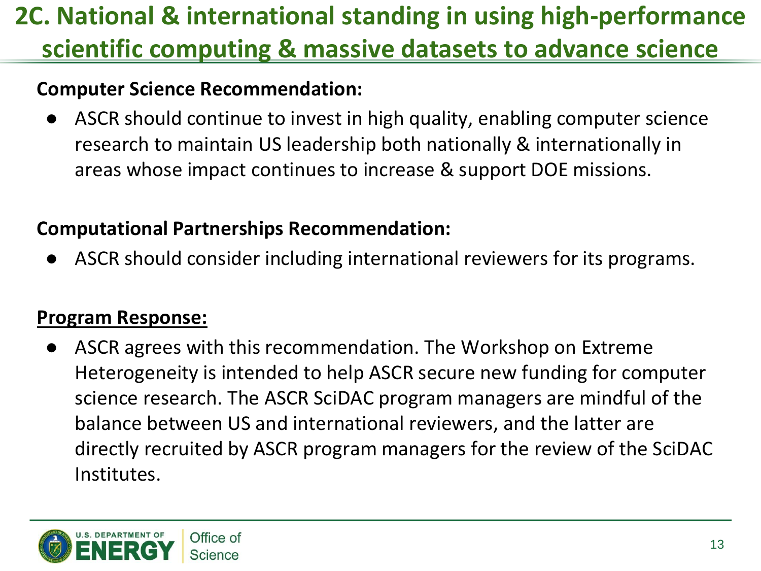# 2C. National & international standing in using high-performance scientific computing & massive datasets to advance science

**Computer Science Recommendation:**

- ASCR should continue to invest in high quality, enabling computer science research to maintain US leadership both nationally & internationally in areas whose impact continues to increase & support DOE missions.

**Computational Partnerships Recommendation:**

- ASCR should consider including international reviewers for its programs.

**Program Response:**

- ASCR agrees with this recommendation. The Workshop on Extreme Heterogeneity is intended to help ASCR secure new funding for computer science research. The ASCR SciDAC program managers are mindful of the balance between US and international reviewers, and the latter are directly recruited by ASCR program managers for the review of the SciDAC Institutes.